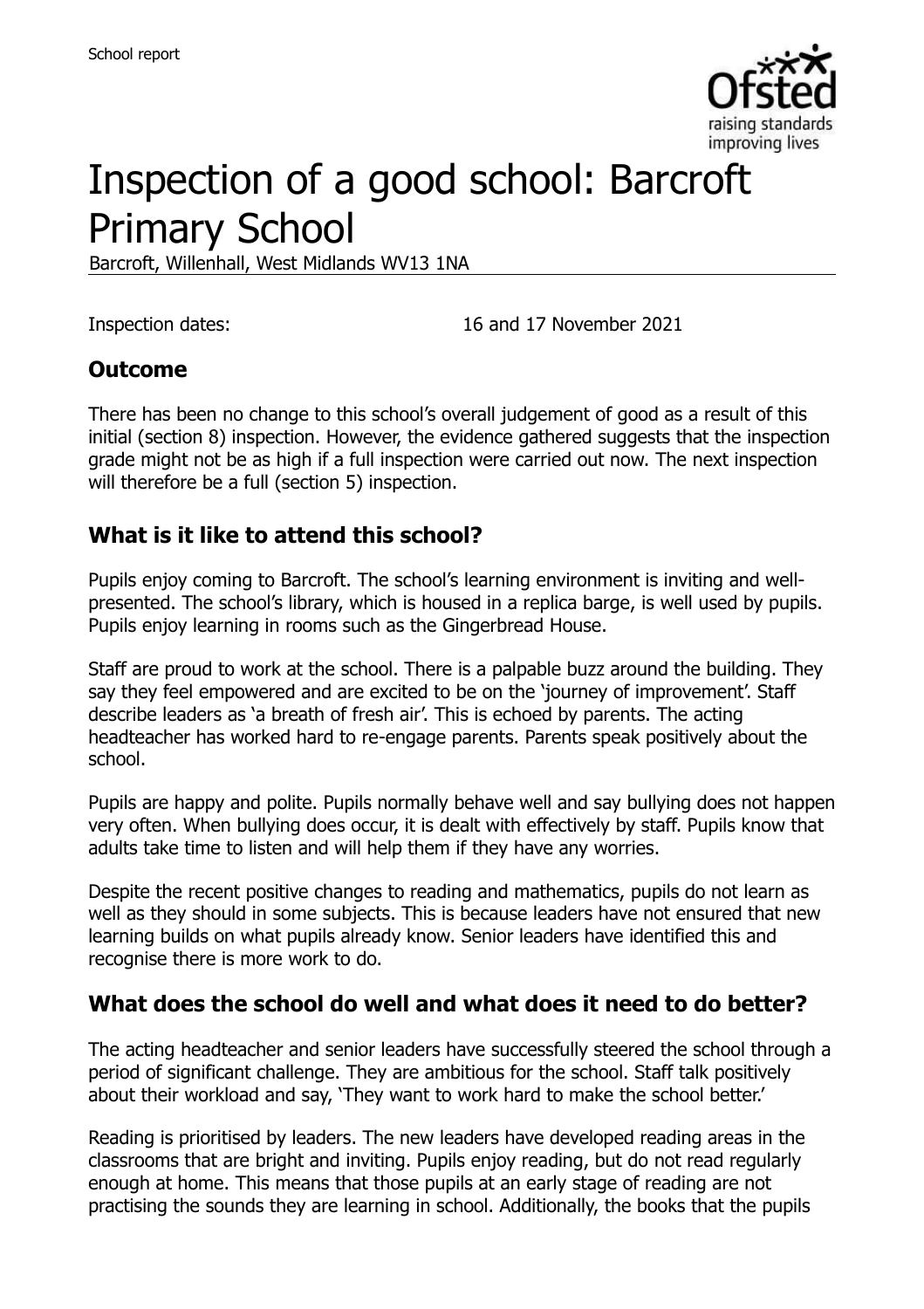# Inspection of a good school: Barcroft Primary School

Barcroft, Willenhall, West Midlands WV13 1NA

Inspection dates: 16 and 17 November 2021

## Outcome

There has been no change to this school's overall judgement of good as a result of this initial (section 8) inspection. However, the evidence gathered suggests that the inspection grade might not be as high if a full inspection were carried out now. The next inspection will therefore be a full (section 5) inspection.

## What is it like to attend this school?

Pupils enjoy coming to Barcroft. The school's learning environment is inviting and well-presented. The school's library, which is housed in a replica barge, is well used by pupils. Pupils enjoy learning in rooms such as the Gingerbread House.

Staff are proud to work at the school. There is a palpable buzz around the building. They say they feel empowered and are excited to be on the 'journey of improvement'. Staff describe leaders as 'a breath of fresh air'. This is echoed by parents. The acting headteacher has worked hard to re-engage parents. Parents speak positively about the school.

Pupils are happy and polite. Pupils normally behave well and say bullying does not happen very often. When bullying does occur, it is dealt with effectively by staff. Pupils know that adults take time to listen and will help them if they have any worries.

Despite the recent positive changes to reading and mathematics, pupils do not learn as well as they should in some subjects. This is because leaders have not ensured that new learning builds on what pupils already know. Senior leaders have identified this and recognise there is more work to do.

## What does the school do well and what does it need to do better?

The acting headteacher and senior leaders have successfully steered the school through a period of significant challenge. They are ambitious for the school. Staff talk positively about their workload and say, 'They want to work hard to make the school better.'

Reading is prioritised by leaders. The new leaders have developed reading areas in the classrooms that are bright and inviting. Pupils enjoy reading, but do not read regularly enough at home. This means that those pupils at an early stage of reading are not practising the sounds they are learning in school. Additionally, the books that the pupils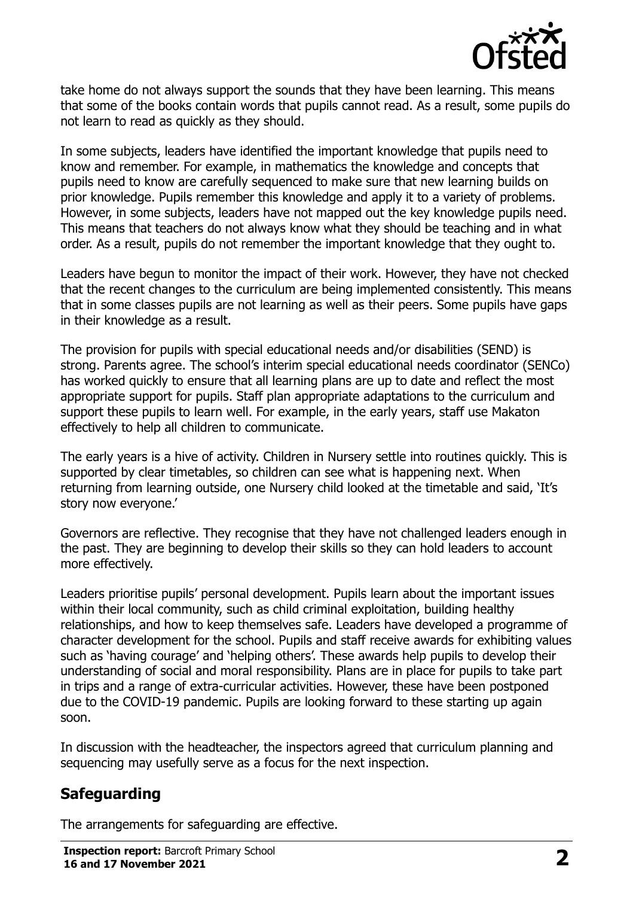take home do not always support the sounds that they have been learning. This means that some of the books contain words that pupils cannot read. As a result, some pupils do not learn to read as quickly as they should.

In some subjects, leaders have identified the important knowledge that pupils need to know and remember. For example, in mathematics the knowledge and concepts that pupils need to know are carefully sequenced to make sure that new learning builds on prior knowledge. Pupils remember this knowledge and apply it to a variety of problems. However, in some subjects, leaders have not mapped out the key knowledge pupils need. This means that teachers do not always know what they should be teaching and in what order. As a result, pupils do not remember the important knowledge that they ought to.

Leaders have begun to monitor the impact of their work. However, they have not checked that the recent changes to the curriculum are being implemented consistently. This means that in some classes pupils are not learning as well as their peers. Some pupils have gaps in their knowledge as a result.

The provision for pupils with special educational needs and/or disabilities (SEND) is strong. Parents agree. The school's interim special educational needs coordinator (SENCo) has worked quickly to ensure that all learning plans are up to date and reflect the most appropriate support for pupils. Staff plan appropriate adaptations to the curriculum and support these pupils to learn well. For example, in the early years, staff use Makaton effectively to help all children to communicate.

The early years is a hive of activity. Children in Nursery settle into routines quickly. This is supported by clear timetables, so children can see what is happening next. When returning from learning outside, one Nursery child looked at the timetable and said, 'It's story now everyone.'

Governors are reflective. They recognise that they have not challenged leaders enough in the past. They are beginning to develop their skills so they can hold leaders to account more effectively.

Leaders prioritise pupils' personal development. Pupils learn about the important issues within their local community, such as child criminal exploitation, building healthy relationships, and how to keep themselves safe. Leaders have developed a programme of character development for the school. Pupils and staff receive awards for exhibiting values such as 'having courage' and 'helping others'. These awards help pupils to develop their understanding of social and moral responsibility. Plans are in place for pupils to take part in trips and a range of extra-curricular activities. However, these have been postponed due to the COVID-19 pandemic. Pupils are looking forward to these starting up again soon.

In discussion with the headteacher, the inspectors agreed that curriculum planning and sequencing may usefully serve as a focus for the next inspection.

## Safeguarding

The arrangements for safeguarding are effective.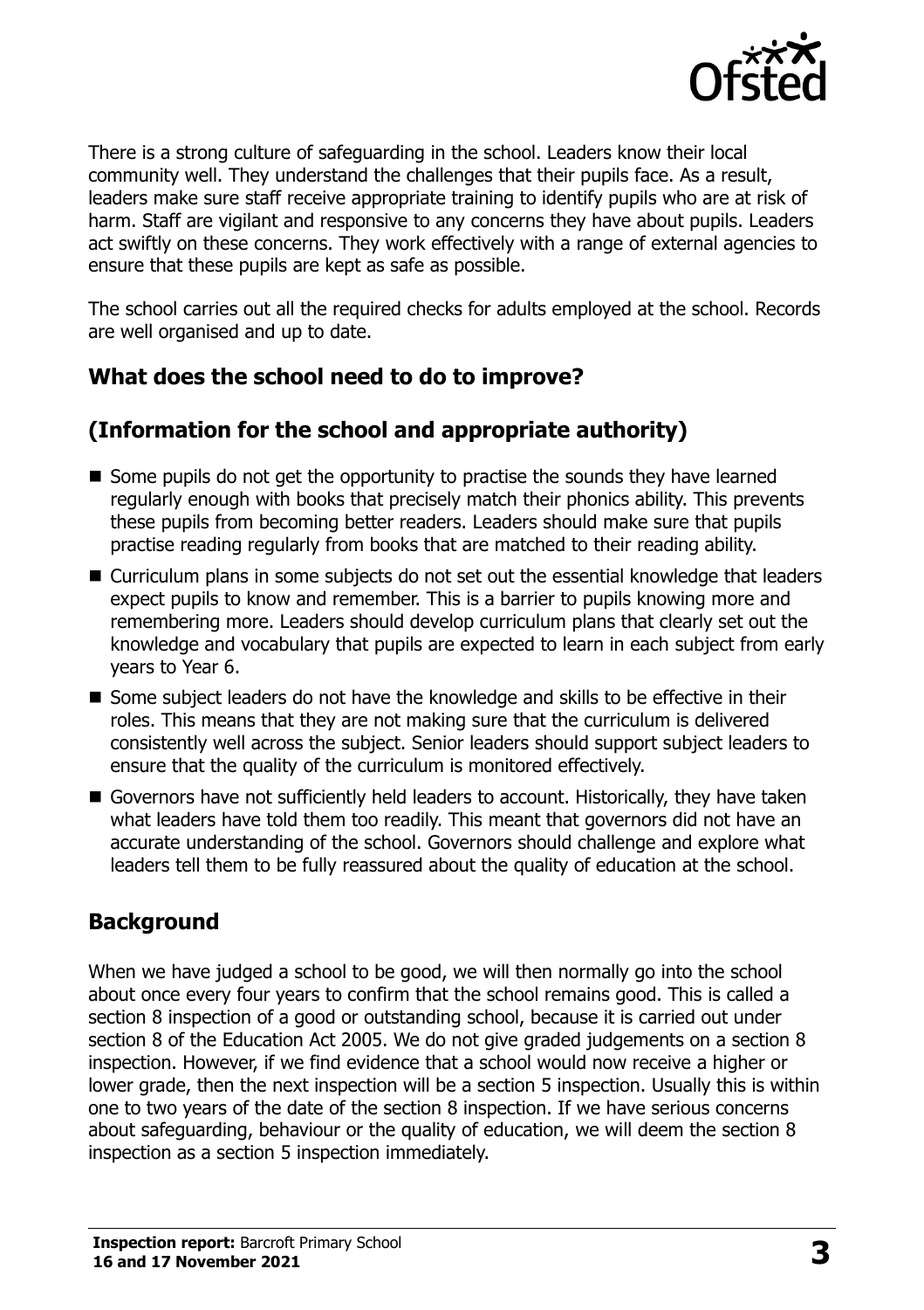There is a strong culture of safeguarding in the school. Leaders know their local community well. They understand the challenges that their pupils face. As a result, leaders make sure staff receive appropriate training to identify pupils who are at risk of harm. Staff are vigilant and responsive to any concerns they have about pupils. Leaders act swiftly on these concerns. They work effectively with a range of external agencies to ensure that these pupils are kept as safe as possible.

The school carries out all the required checks for adults employed at the school. Records are well organised and up to date.

## What does the school need to do to improve?

## (Information for the school and appropriate authority)

- Some pupils do not get the opportunity to practise the sounds they have learned regularly enough with books that precisely match their phonics ability. This prevents these pupils from becoming better readers. Leaders should make sure that pupils practise reading regularly from books that are matched to their reading ability.
- Curriculum plans in some subjects do not set out the essential knowledge that leaders expect pupils to know and remember. This is a barrier to pupils knowing more and remembering more. Leaders should develop curriculum plans that clearly set out the knowledge and vocabulary that pupils are expected to learn in each subject from early years to Year 6.
- Some subject leaders do not have the knowledge and skills to be effective in their roles. This means that they are not making sure that the curriculum is delivered consistently well across the subject. Senior leaders should support subject leaders to ensure that the quality of the curriculum is monitored effectively.
- Governors have not sufficiently held leaders to account. Historically, they have taken what leaders have told them too readily. This meant that governors did not have an accurate understanding of the school. Governors should challenge and explore what leaders tell them to be fully reassured about the quality of education at the school.

## Background

When we have judged a school to be good, we will then normally go into the school about once every four years to confirm that the school remains good. This is called a section 8 inspection of a good or outstanding school, because it is carried out under section 8 of the Education Act 2005. We do not give graded judgements on a section 8 inspection. However, if we find evidence that a school would now receive a higher or lower grade, then the next inspection will be a section 5 inspection. Usually this is within one to two years of the date of the section 8 inspection. If we have serious concerns about safeguarding, behaviour or the quality of education, we will deem the section 8 inspection as a section 5 inspection immediately.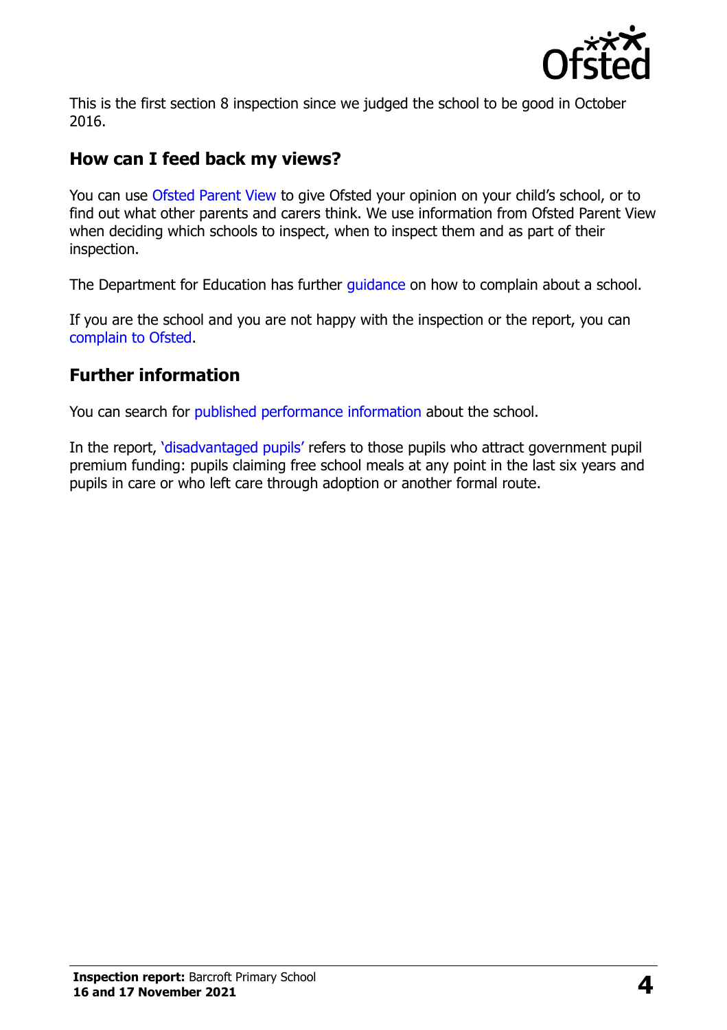This is the first section 8 inspection since we judged the school to be good in October 2016.

## How can I feed back my views?

You can use Ofsted Parent View to give Ofsted your opinion on your child's school, or to find out what other parents and carers think. We use information from Ofsted Parent View when deciding which schools to inspect, when to inspect them and as part of their inspection.

The Department for Education has further guidance on how to complain about a school.

If you are the school and you are not happy with the inspection or the report, you can complain to Ofsted.

## Further information

You can search for published performance information about the school.

In the report, 'disadvantaged pupils' refers to those pupils who attract government pupil premium funding: pupils claiming free school meals at any point in the last six years and pupils in care or who left care through adoption or another formal route.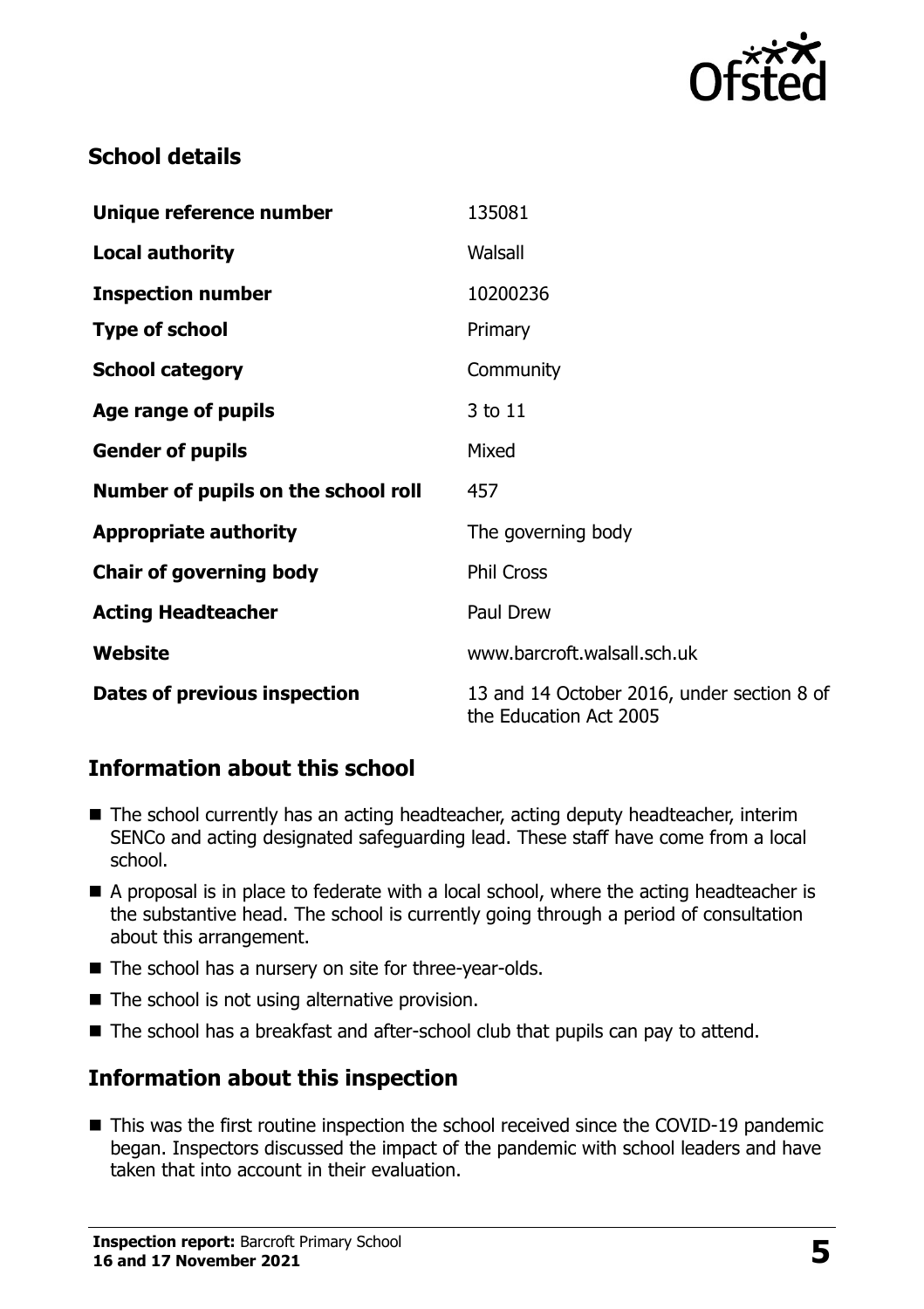## School details

| | |
|---|---|
| **Unique reference number** | 135081 |
| **Local authority** | Walsall |
| **Inspection number** | 10200236 |
| **Type of school** | Primary |
| **School category** | Community |
| **Age range of pupils** | 3 to 11 |
| **Gender of pupils** | Mixed |
| **Number of pupils on the school roll** | 457 |
| **Appropriate authority** | The governing body |
| **Chair of governing body** | Phil Cross |
| **Acting Headteacher** | Paul Drew |
| **Website** | www.barcroft.walsall.sch.uk |
| **Dates of previous inspection** | 13 and 14 October 2016, under section 8 of the Education Act 2005 |

## Information about this school

- The school currently has an acting headteacher, acting deputy headteacher, interim SENCo and acting designated safeguarding lead. These staff have come from a local school.
- A proposal is in place to federate with a local school, where the acting headteacher is the substantive head. The school is currently going through a period of consultation about this arrangement.
- The school has a nursery on site for three-year-olds.
- The school is not using alternative provision.
- The school has a breakfast and after-school club that pupils can pay to attend.

## Information about this inspection

- This was the first routine inspection the school received since the COVID-19 pandemic began. Inspectors discussed the impact of the pandemic with school leaders and have taken that into account in their evaluation.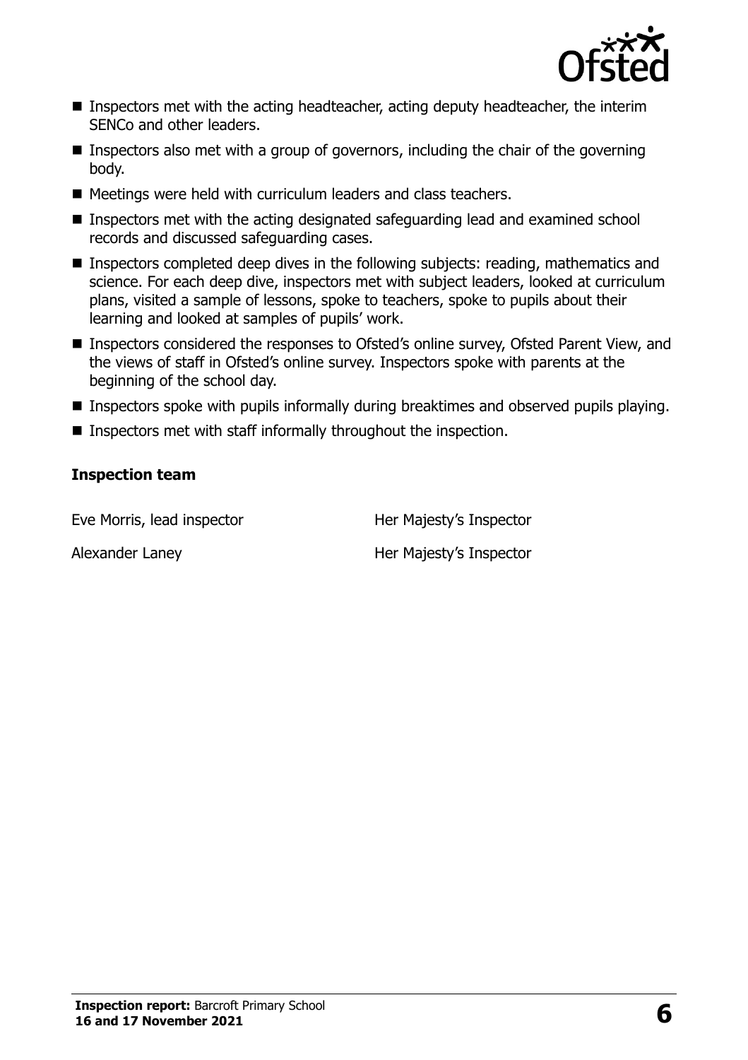- Inspectors met with the acting headteacher, acting deputy headteacher, the interim SENCo and other leaders.
- Inspectors also met with a group of governors, including the chair of the governing body.
- Meetings were held with curriculum leaders and class teachers.
- Inspectors met with the acting designated safeguarding lead and examined school records and discussed safeguarding cases.
- Inspectors completed deep dives in the following subjects: reading, mathematics and science. For each deep dive, inspectors met with subject leaders, looked at curriculum plans, visited a sample of lessons, spoke to teachers, spoke to pupils about their learning and looked at samples of pupils' work.
- Inspectors considered the responses to Ofsted's online survey, Ofsted Parent View, and the views of staff in Ofsted's online survey. Inspectors spoke with parents at the beginning of the school day.
- Inspectors spoke with pupils informally during breaktimes and observed pupils playing.
- Inspectors met with staff informally throughout the inspection.

### Inspection team

| | |
|---|---|
| Eve Morris, lead inspector | Her Majesty's Inspector |
| Alexander Laney | Her Majesty's Inspector |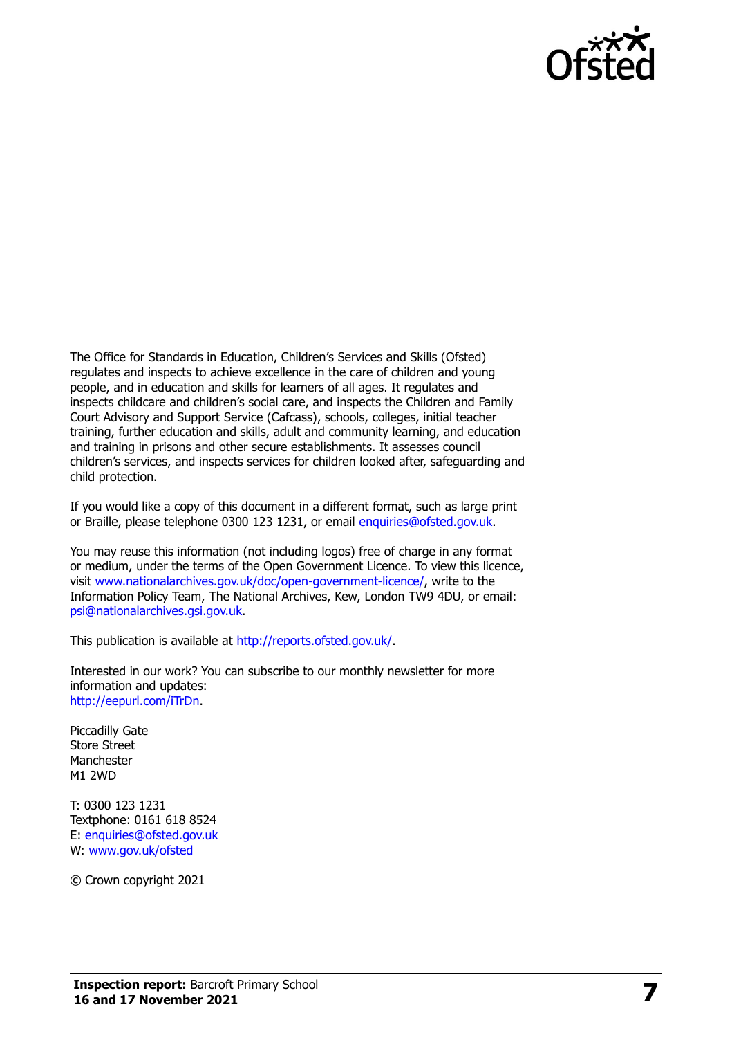The Office for Standards in Education, Children's Services and Skills (Ofsted) regulates and inspects to achieve excellence in the care of children and young people, and in education and skills for learners of all ages. It regulates and inspects childcare and children's social care, and inspects the Children and Family Court Advisory and Support Service (Cafcass), schools, colleges, initial teacher training, further education and skills, adult and community learning, and education and training in prisons and other secure establishments. It assesses council children's services, and inspects services for children looked after, safeguarding and child protection.

If you would like a copy of this document in a different format, such as large print or Braille, please telephone 0300 123 1231, or email enquiries@ofsted.gov.uk.

You may reuse this information (not including logos) free of charge in any format or medium, under the terms of the Open Government Licence. To view this licence, visit www.nationalarchives.gov.uk/doc/open-government-licence/, write to the Information Policy Team, The National Archives, Kew, London TW9 4DU, or email: psi@nationalarchives.gsi.gov.uk.

This publication is available at http://reports.ofsted.gov.uk/.

Interested in our work? You can subscribe to our monthly newsletter for more information and updates:
http://eepurl.com/iTrDn.

Piccadilly Gate
Store Street
Manchester
M1 2WD

T: 0300 123 1231
Textphone: 0161 618 8524
E: enquiries@ofsted.gov.uk
W: www.gov.uk/ofsted

© Crown copyright 2021